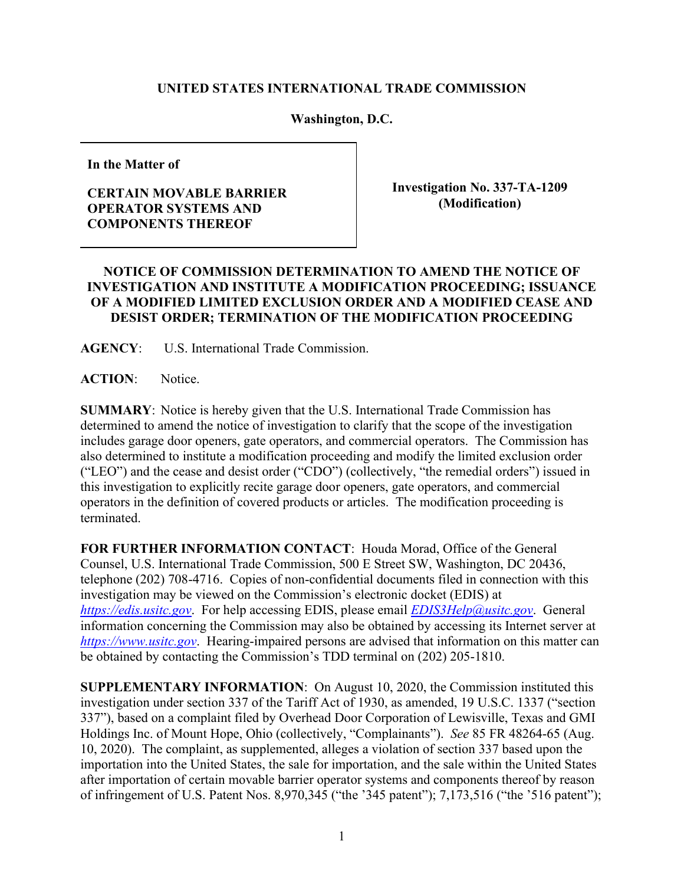**UNITED STATES INTERNATIONAL TRADE COMMISSION**

**Washington, D.C.**

| In the Matter of<br><br>**CERTAIN MOVABLE BARRIER OPERATOR SYSTEMS AND COMPONENTS THEREOF** | **Investigation No. 337-TA-1209 (Modification)** |
|---|---|

**NOTICE OF COMMISSION DETERMINATION TO AMEND THE NOTICE OF INVESTIGATION AND INSTITUTE A MODIFICATION PROCEEDING; ISSUANCE OF A MODIFIED LIMITED EXCLUSION ORDER AND A MODIFIED CEASE AND DESIST ORDER; TERMINATION OF THE MODIFICATION PROCEEDING**

**AGENCY**: U.S. International Trade Commission.

**ACTION**: Notice.

**SUMMARY**: Notice is hereby given that the U.S. International Trade Commission has determined to amend the notice of investigation to clarify that the scope of the investigation includes garage door openers, gate operators, and commercial operators. The Commission has also determined to institute a modification proceeding and modify the limited exclusion order ("LEO") and the cease and desist order ("CDO") (collectively, "the remedial orders") issued in this investigation to explicitly recite garage door openers, gate operators, and commercial operators in the definition of covered products or articles. The modification proceeding is terminated.

**FOR FURTHER INFORMATION CONTACT**: Houda Morad, Office of the General Counsel, U.S. International Trade Commission, 500 E Street SW, Washington, DC 20436, telephone (202) 708-4716. Copies of non-confidential documents filed in connection with this investigation may be viewed on the Commission's electronic docket (EDIS) at *https://edis.usitc.gov*. For help accessing EDIS, please email *EDIS3Help@usitc.gov*. General information concerning the Commission may also be obtained by accessing its Internet server at *https://www.usitc.gov*. Hearing-impaired persons are advised that information on this matter can be obtained by contacting the Commission's TDD terminal on (202) 205-1810.

**SUPPLEMENTARY INFORMATION**: On August 10, 2020, the Commission instituted this investigation under section 337 of the Tariff Act of 1930, as amended, 19 U.S.C. 1337 ("section 337"), based on a complaint filed by Overhead Door Corporation of Lewisville, Texas and GMI Holdings Inc. of Mount Hope, Ohio (collectively, "Complainants"). *See* 85 FR 48264-65 (Aug. 10, 2020). The complaint, as supplemented, alleges a violation of section 337 based upon the importation into the United States, the sale for importation, and the sale within the United States after importation of certain movable barrier operator systems and components thereof by reason of infringement of U.S. Patent Nos. 8,970,345 ("the '345 patent"); 7,173,516 ("the '516 patent");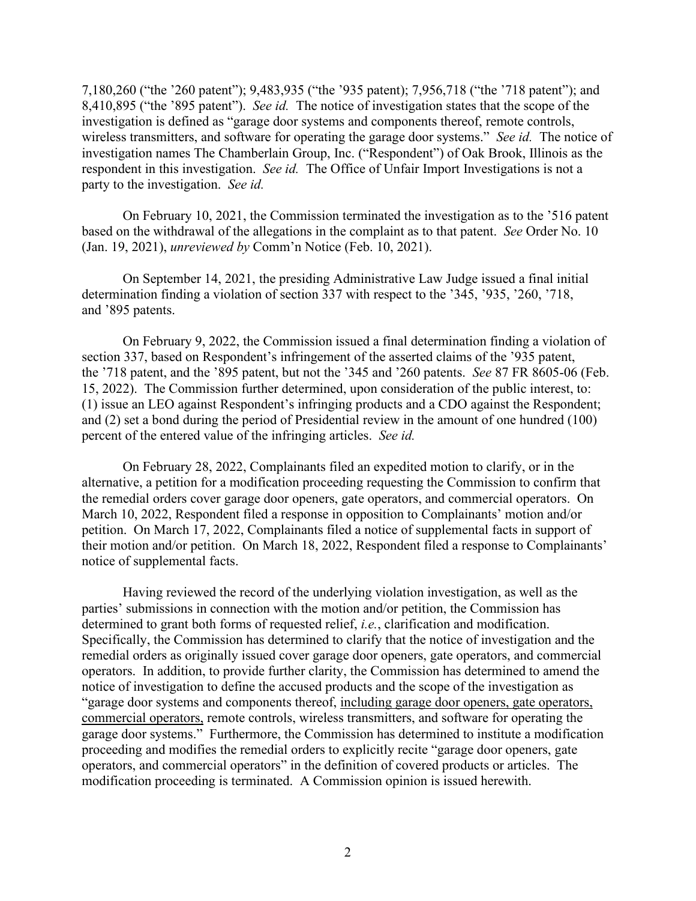7,180,260 ("the '260 patent"); 9,483,935 ("the '935 patent); 7,956,718 ("the '718 patent"); and 8,410,895 ("the '895 patent"). *See id.* The notice of investigation states that the scope of the investigation is defined as "garage door systems and components thereof, remote controls, wireless transmitters, and software for operating the garage door systems." *See id.* The notice of investigation names The Chamberlain Group, Inc. ("Respondent") of Oak Brook, Illinois as the respondent in this investigation. *See id.* The Office of Unfair Import Investigations is not a party to the investigation. *See id.*

On February 10, 2021, the Commission terminated the investigation as to the '516 patent based on the withdrawal of the allegations in the complaint as to that patent. *See* Order No. 10 (Jan. 19, 2021), *unreviewed by* Comm'n Notice (Feb. 10, 2021).

On September 14, 2021, the presiding Administrative Law Judge issued a final initial determination finding a violation of section 337 with respect to the '345, '935, '260, '718, and '895 patents.

On February 9, 2022, the Commission issued a final determination finding a violation of section 337, based on Respondent's infringement of the asserted claims of the '935 patent, the '718 patent, and the '895 patent, but not the '345 and '260 patents. *See* 87 FR 8605-06 (Feb. 15, 2022). The Commission further determined, upon consideration of the public interest, to: (1) issue an LEO against Respondent's infringing products and a CDO against the Respondent; and (2) set a bond during the period of Presidential review in the amount of one hundred (100) percent of the entered value of the infringing articles. *See id.*

On February 28, 2022, Complainants filed an expedited motion to clarify, or in the alternative, a petition for a modification proceeding requesting the Commission to confirm that the remedial orders cover garage door openers, gate operators, and commercial operators. On March 10, 2022, Respondent filed a response in opposition to Complainants' motion and/or petition. On March 17, 2022, Complainants filed a notice of supplemental facts in support of their motion and/or petition. On March 18, 2022, Respondent filed a response to Complainants' notice of supplemental facts.

Having reviewed the record of the underlying violation investigation, as well as the parties' submissions in connection with the motion and/or petition, the Commission has determined to grant both forms of requested relief, *i.e.*, clarification and modification. Specifically, the Commission has determined to clarify that the notice of investigation and the remedial orders as originally issued cover garage door openers, gate operators, and commercial operators. In addition, to provide further clarity, the Commission has determined to amend the notice of investigation to define the accused products and the scope of the investigation as "garage door systems and components thereof, <u>including garage door openers, gate operators, commercial operators,</u> remote controls, wireless transmitters, and software for operating the garage door systems." Furthermore, the Commission has determined to institute a modification proceeding and modifies the remedial orders to explicitly recite "garage door openers, gate operators, and commercial operators" in the definition of covered products or articles. The modification proceeding is terminated. A Commission opinion is issued herewith.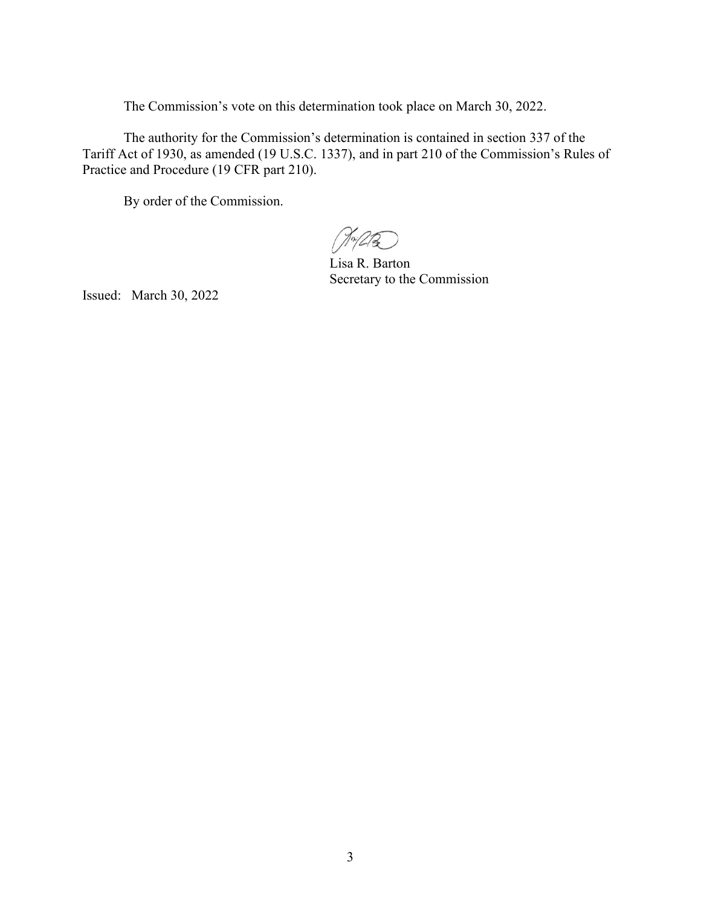The Commission's vote on this determination took place on March 30, 2022.

The authority for the Commission's determination is contained in section 337 of the Tariff Act of 1930, as amended (19 U.S.C. 1337), and in part 210 of the Commission's Rules of Practice and Procedure (19 CFR part 210).

By order of the Commission.

Lisa R. Barton
Secretary to the Commission

Issued: March 30, 2022